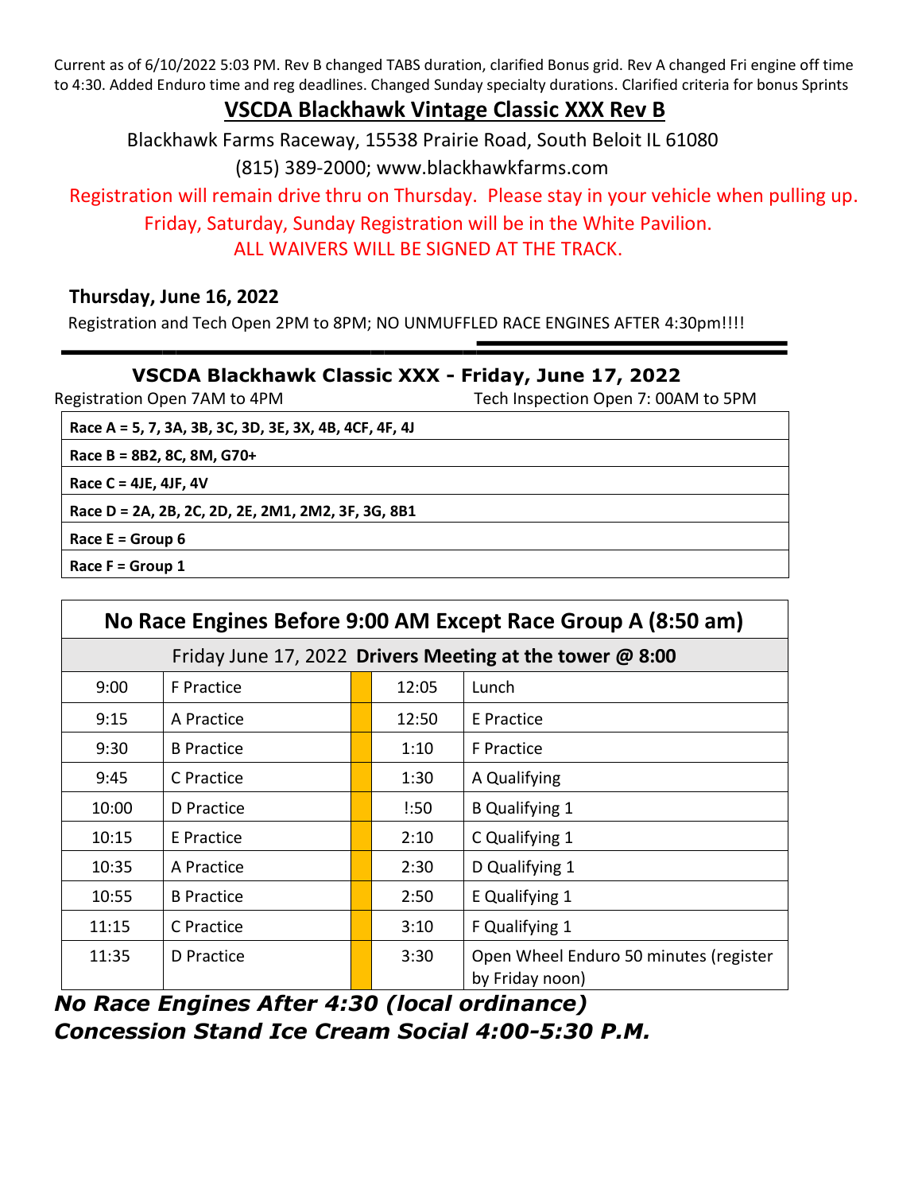Current as of 6/10/2022 5:03 PM. Rev B changed TABS duration, clarified Bonus grid. Rev A changed Fri engine off time to 4:30. Added Enduro time and reg deadlines. Changed Sunday specialty durations. Clarified criteria for bonus Sprints

# VSCDA Blackhawk Vintage Classic XXX Rev B

Blackhawk Farms Raceway, 15538 Prairie Road, South Beloit IL 61080

(815) 389-2000; www.blackhawkfarms.com

Registration will remain drive thru on Thursday. Please stay in your vehicle when pulling up.

Friday, Saturday, Sunday Registration will be in the White Pavilion.

ALL WAIVERS WILL BE SIGNED AT THE TRACK.

## Thursday, June 16, 2022

Registration and Tech Open 2PM to 8PM; NO UNMUFFLED RACE ENGINES AFTER 4:30pm!!!!

## VSCDA Blackhawk Classic XXX - Friday, June 17, 2022

Registration Open 7AM to 4PM

Tech Inspection Open 7: 00AM to 5PM

| |
|---|
| **Race A = 5, 7, 3A, 3B, 3C, 3D, 3E, 3X, 4B, 4CF, 4F, 4J** |
| **Race B = 8B2, 8C, 8M, G70+** |
| **Race C = 4JE, 4JF, 4V** |
| **Race D = 2A, 2B, 2C, 2D, 2E, 2M1, 2M2, 3F, 3G, 8B1** |
| **Race E = Group 6** |
| **Race F = Group 1** |

**No Race Engines Before 9:00 AM Except Race Group A (8:50 am)**

Friday June 17, 2022 **Drivers Meeting at the tower @ 8:00**

| Time | Session | | Time | Session |
|---|---|---|---|---|
| 9:00 | F Practice | | 12:05 | Lunch |
| 9:15 | A Practice | | 12:50 | E Practice |
| 9:30 | B Practice | | 1:10 | F Practice |
| 9:45 | C Practice | | 1:30 | A Qualifying |
| 10:00 | D Practice | | !:50 | B Qualifying 1 |
| 10:15 | E Practice | | 2:10 | C Qualifying 1 |
| 10:35 | A Practice | | 2:30 | D Qualifying 1 |
| 10:55 | B Practice | | 2:50 | E Qualifying 1 |
| 11:15 | C Practice | | 3:10 | F Qualifying 1 |
| 11:35 | D Practice | | 3:30 | Open Wheel Enduro 50 minutes (register by Friday noon) |

***No Race Engines After 4:30 (local ordinance)***

***Concession Stand Ice Cream Social 4:00-5:30 P.M.***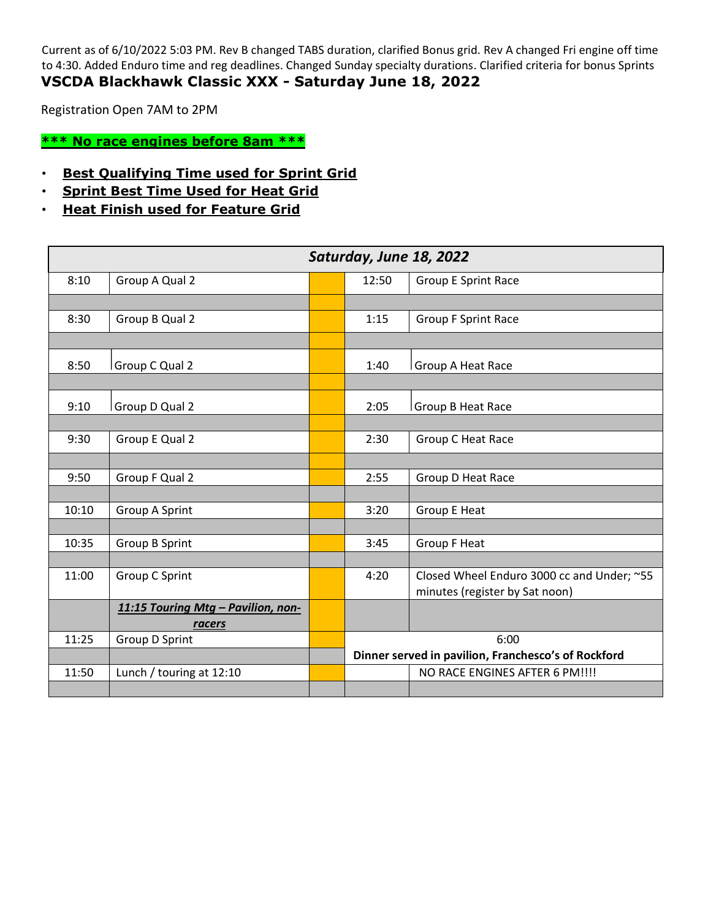Current as of 6/10/2022 5:03 PM. Rev B changed TABS duration, clarified Bonus grid. Rev A changed Fri engine off time to 4:30. Added Enduro time and reg deadlines. Changed Sunday specialty durations. Clarified criteria for bonus Sprints

## VSCDA Blackhawk Classic XXX - Saturday June 18, 2022

Registration Open 7AM to 2PM

***** No race engines before 8am *****

- **Best Qualifying Time used for Sprint Grid**
- **Sprint Best Time Used for Heat Grid**
- **Heat Finish used for Feature Grid**

| Saturday, June 18, 2022 | | | | |
|---|---|---|---|---|
| 8:10 | Group A Qual 2 | | 12:50 | Group E Sprint Race |
| | | | | |
| 8:30 | Group B Qual 2 | | 1:15 | Group F Sprint Race |
| | | | | |
| 8:50 | Group C Qual 2 | | 1:40 | Group A Heat Race |
| | | | | |
| 9:10 | Group D Qual 2 | | 2:05 | Group B Heat Race |
| | | | | |
| 9:30 | Group E Qual 2 | | 2:30 | Group C Heat Race |
| | | | | |
| 9:50 | Group F Qual 2 | | 2:55 | Group D Heat Race |
| | | | | |
| 10:10 | Group A Sprint | | 3:20 | Group E Heat |
| | | | | |
| 10:35 | Group B Sprint | | 3:45 | Group F Heat |
| | | | | |
| 11:00 | Group C Sprint | | 4:20 | Closed Wheel Enduro 3000 cc and Under; ~55 minutes (register by Sat noon) |
| | ***11:15 Touring Mtg – Pavilion, non-racers*** | | | |
| 11:25 | Group D Sprint | | 6:00 | |
| | | | **Dinner served in pavilion, Franchesco's of Rockford** | |
| 11:50 | Lunch / touring at 12:10 | | | NO RACE ENGINES AFTER 6 PM!!!! |
| | | | | |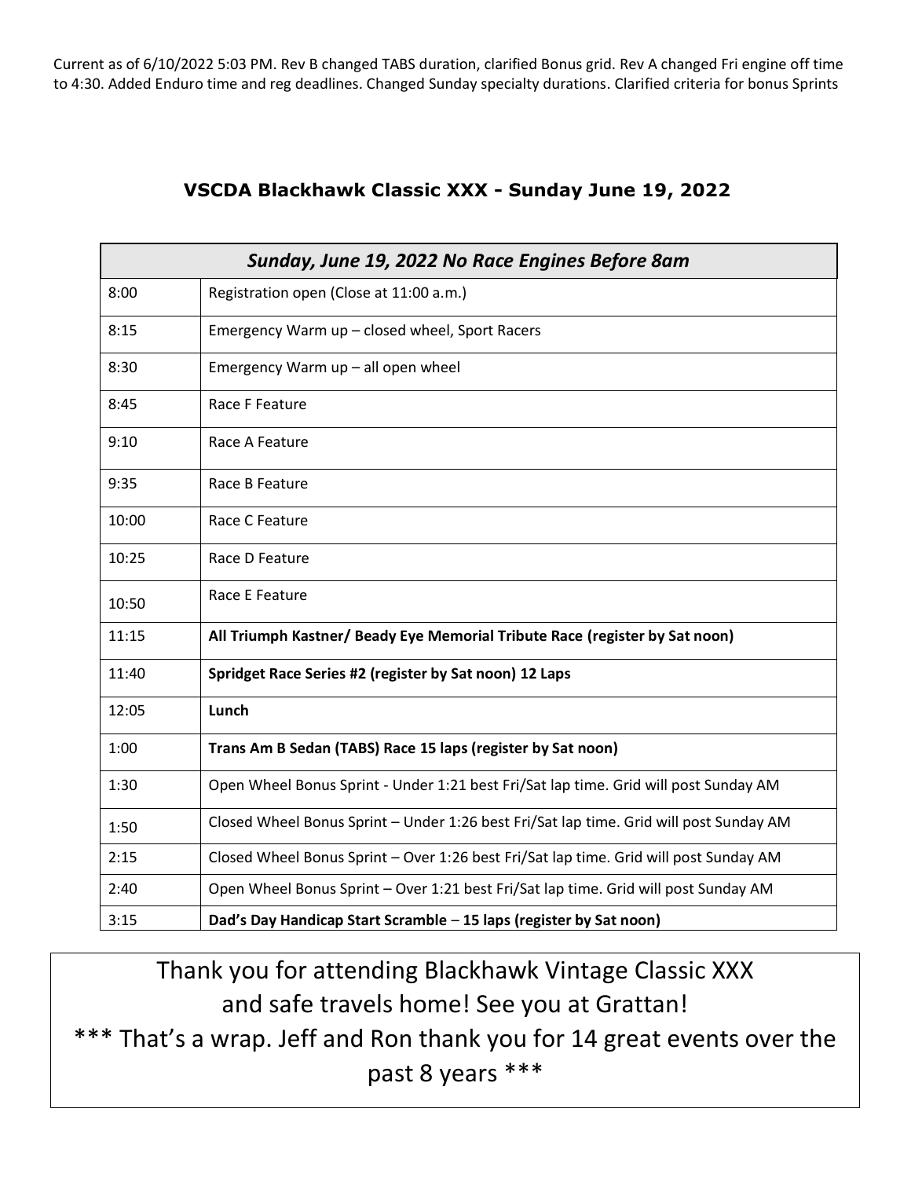Current as of 6/10/2022 5:03 PM. Rev B changed TABS duration, clarified Bonus grid. Rev A changed Fri engine off time to 4:30. Added Enduro time and reg deadlines. Changed Sunday specialty durations. Clarified criteria for bonus Sprints

## VSCDA Blackhawk Classic XXX - Sunday June 19, 2022

| *Sunday, June 19, 2022 No Race Engines Before 8am* | |
|---|---|
| 8:00 | Registration open (Close at 11:00 a.m.) |
| 8:15 | Emergency Warm up – closed wheel, Sport Racers |
| 8:30 | Emergency Warm up – all open wheel |
| 8:45 | Race F Feature |
| 9:10 | Race A Feature |
| 9:35 | Race B Feature |
| 10:00 | Race C Feature |
| 10:25 | Race D Feature |
| 10:50 | Race E Feature |
| 11:15 | **All Triumph Kastner/ Beady Eye Memorial Tribute Race (register by Sat noon)** |
| 11:40 | **Spridget Race Series #2 (register by Sat noon) 12 Laps** |
| 12:05 | **Lunch** |
| 1:00 | **Trans Am B Sedan (TABS) Race 15 laps (register by Sat noon)** |
| 1:30 | Open Wheel Bonus Sprint - Under 1:21 best Fri/Sat lap time. Grid will post Sunday AM |
| 1:50 | Closed Wheel Bonus Sprint – Under 1:26 best Fri/Sat lap time. Grid will post Sunday AM |
| 2:15 | Closed Wheel Bonus Sprint – Over 1:26 best Fri/Sat lap time. Grid will post Sunday AM |
| 2:40 | Open Wheel Bonus Sprint – Over 1:21 best Fri/Sat lap time. Grid will post Sunday AM |
| 3:15 | **Dad's Day Handicap Start Scramble – 15 laps (register by Sat noon)** |

Thank you for attending Blackhawk Vintage Classic XXX and safe travels home! See you at Grattan!

*** That's a wrap. Jeff and Ron thank you for 14 great events over the past 8 years ***